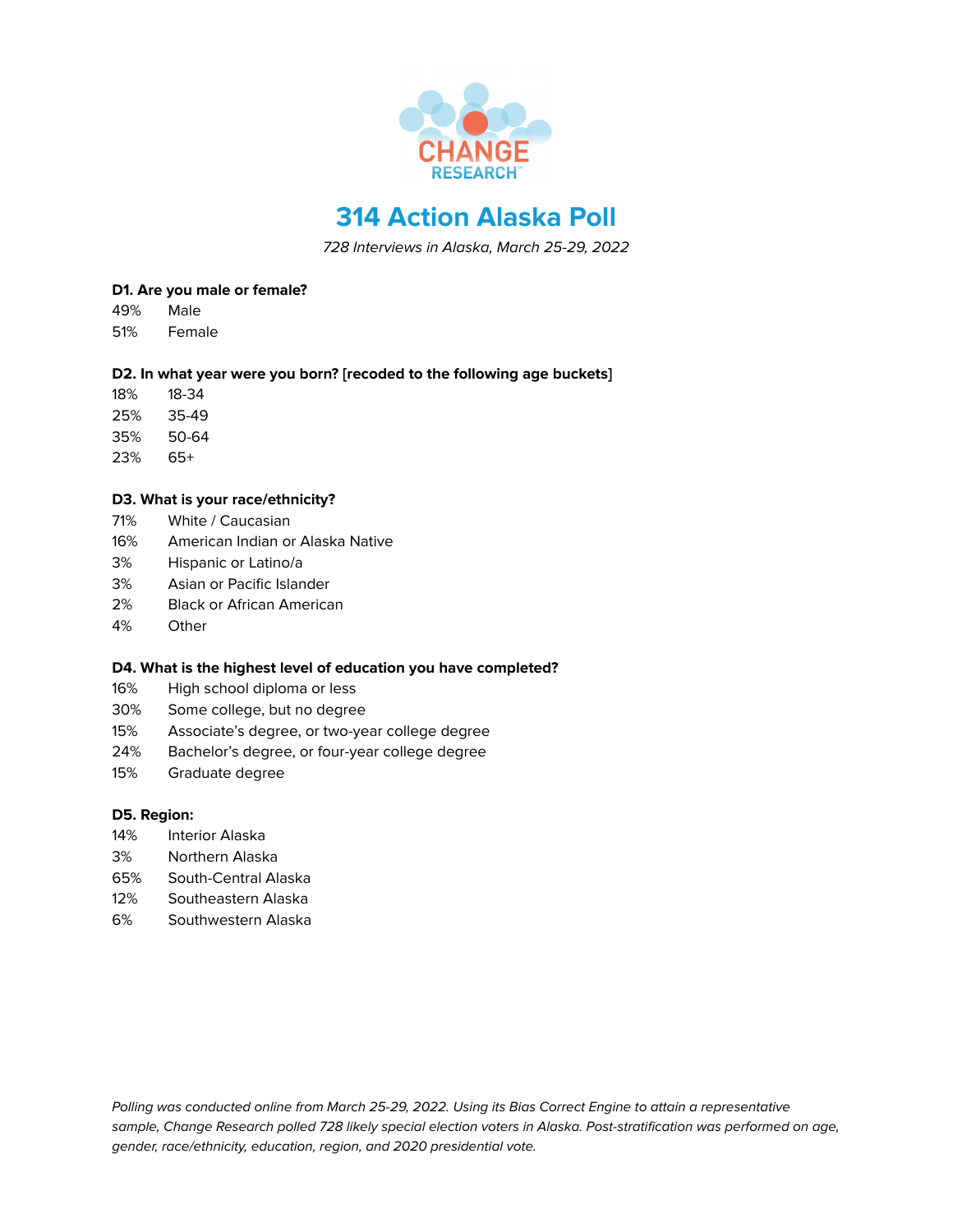CHANGE RESEARCH

# 314 Action Alaska Poll

*728 Interviews in Alaska, March 25-29, 2022*

**D1. Are you male or female?**

49% Male
51% Female

**D2. In what year were you born? [recoded to the following age buckets]**

18% 18-34
25% 35-49
35% 50-64
23% 65+

**D3. What is your race/ethnicity?**

71% White / Caucasian
16% American Indian or Alaska Native
3% Hispanic or Latino/a
3% Asian or Pacific Islander
2% Black or African American
4% Other

**D4. What is the highest level of education you have completed?**

16% High school diploma or less
30% Some college, but no degree
15% Associate's degree, or two-year college degree
24% Bachelor's degree, or four-year college degree
15% Graduate degree

**D5. Region:**

14% Interior Alaska
3% Northern Alaska
65% South-Central Alaska
12% Southeastern Alaska
6% Southwestern Alaska

*Polling was conducted online from March 25-29, 2022. Using its Bias Correct Engine to attain a representative sample, Change Research polled 728 likely special election voters in Alaska. Post-stratification was performed on age, gender, race/ethnicity, education, region, and 2020 presidential vote.*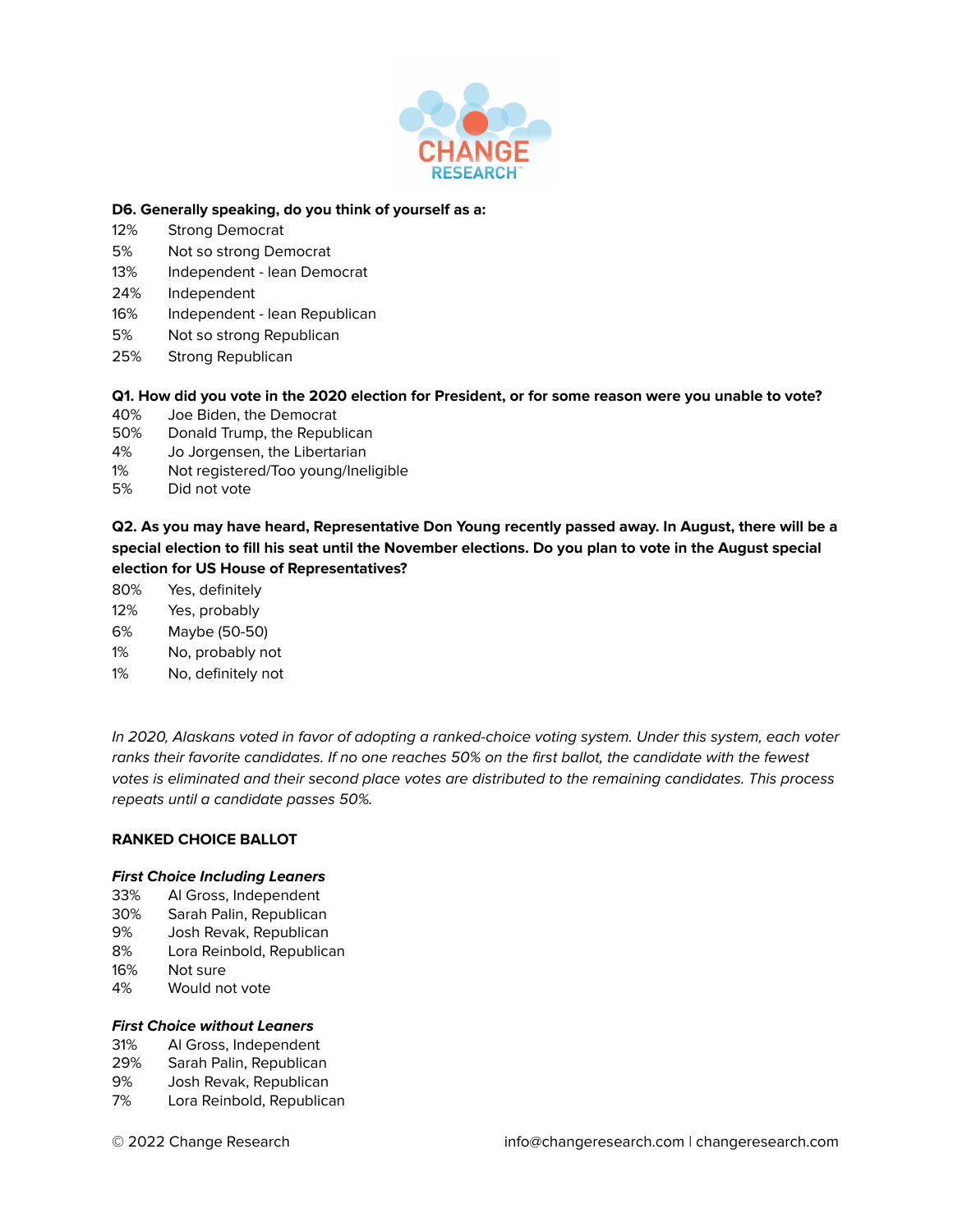**D6. Generally speaking, do you think of yourself as a:**

| | |
|---|---|
| 12% | Strong Democrat |
| 5% | Not so strong Democrat |
| 13% | Independent - lean Democrat |
| 24% | Independent |
| 16% | Independent - lean Republican |
| 5% | Not so strong Republican |
| 25% | Strong Republican |

**Q1. How did you vote in the 2020 election for President, or for some reason were you unable to vote?**

| | |
|---|---|
| 40% | Joe Biden, the Democrat |
| 50% | Donald Trump, the Republican |
| 4% | Jo Jorgensen, the Libertarian |
| 1% | Not registered/Too young/Ineligible |
| 5% | Did not vote |

**Q2. As you may have heard, Representative Don Young recently passed away. In August, there will be a special election to fill his seat until the November elections. Do you plan to vote in the August special election for US House of Representatives?**

| | |
|---|---|
| 80% | Yes, definitely |
| 12% | Yes, probably |
| 6% | Maybe (50-50) |
| 1% | No, probably not |
| 1% | No, definitely not |

*In 2020, Alaskans voted in favor of adopting a ranked-choice voting system. Under this system, each voter ranks their favorite candidates. If no one reaches 50% on the first ballot, the candidate with the fewest votes is eliminated and their second place votes are distributed to the remaining candidates. This process repeats until a candidate passes 50%.*

**RANKED CHOICE BALLOT**

***First Choice Including Leaners***

| | |
|---|---|
| 33% | Al Gross, Independent |
| 30% | Sarah Palin, Republican |
| 9% | Josh Revak, Republican |
| 8% | Lora Reinbold, Republican |
| 16% | Not sure |
| 4% | Would not vote |

***First Choice without Leaners***

| | |
|---|---|
| 31% | Al Gross, Independent |
| 29% | Sarah Palin, Republican |
| 9% | Josh Revak, Republican |
| 7% | Lora Reinbold, Republican |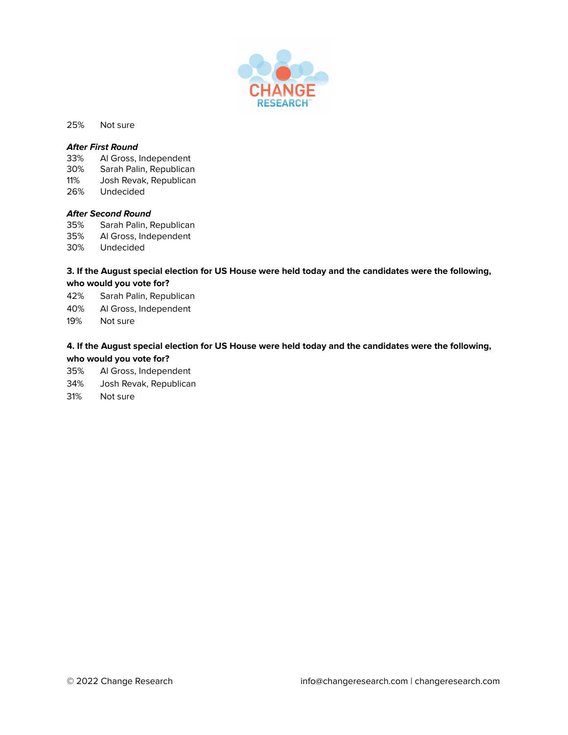25%	Not sure

***After First Round***

33%	Al Gross, Independent
30%	Sarah Palin, Republican
11%	Josh Revak, Republican
26%	Undecided

***After Second Round***

35%	Sarah Palin, Republican
35%	Al Gross, Independent
30%	Undecided

**3. If the August special election for US House were held today and the candidates were the following, who would you vote for?**

42%	Sarah Palin, Republican
40%	Al Gross, Independent
19%	Not sure

**4. If the August special election for US House were held today and the candidates were the following, who would you vote for?**

35%	Al Gross, Independent
34%	Josh Revak, Republican
31%	Not sure